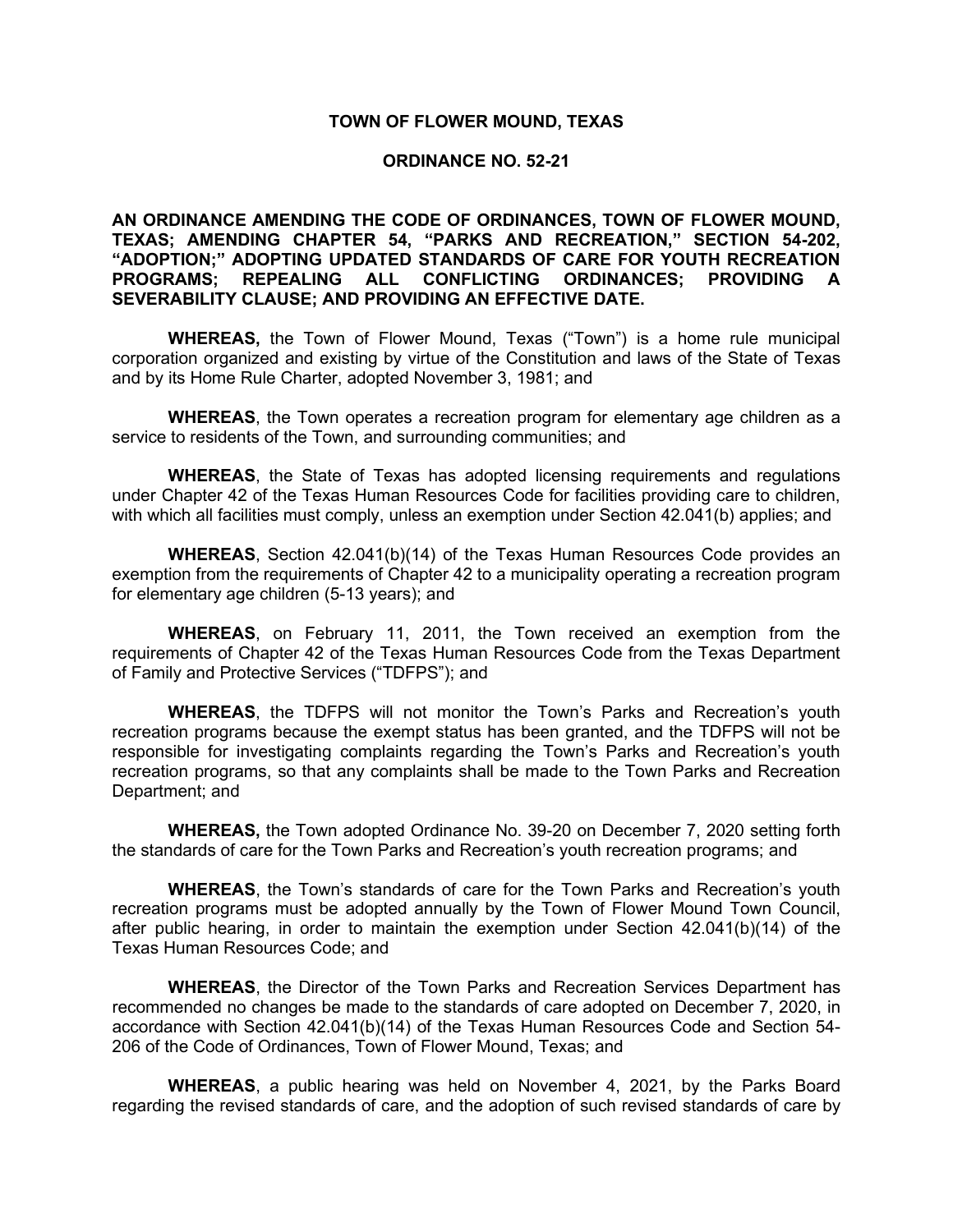**TOWN OF FLOWER MOUND, TEXAS**

**ORDINANCE NO. 52-21**

**AN ORDINANCE AMENDING THE CODE OF ORDINANCES, TOWN OF FLOWER MOUND, TEXAS; AMENDING CHAPTER 54, "PARKS AND RECREATION," SECTION 54-202, "ADOPTION;" ADOPTING UPDATED STANDARDS OF CARE FOR YOUTH RECREATION PROGRAMS; REPEALING ALL CONFLICTING ORDINANCES; PROVIDING A SEVERABILITY CLAUSE; AND PROVIDING AN EFFECTIVE DATE.**

**WHEREAS,** the Town of Flower Mound, Texas ("Town") is a home rule municipal corporation organized and existing by virtue of the Constitution and laws of the State of Texas and by its Home Rule Charter, adopted November 3, 1981; and

**WHEREAS**, the Town operates a recreation program for elementary age children as a service to residents of the Town, and surrounding communities; and

**WHEREAS**, the State of Texas has adopted licensing requirements and regulations under Chapter 42 of the Texas Human Resources Code for facilities providing care to children, with which all facilities must comply, unless an exemption under Section 42.041(b) applies; and

**WHEREAS**, Section 42.041(b)(14) of the Texas Human Resources Code provides an exemption from the requirements of Chapter 42 to a municipality operating a recreation program for elementary age children (5-13 years); and

**WHEREAS**, on February 11, 2011, the Town received an exemption from the requirements of Chapter 42 of the Texas Human Resources Code from the Texas Department of Family and Protective Services ("TDFPS"); and

**WHEREAS**, the TDFPS will not monitor the Town's Parks and Recreation's youth recreation programs because the exempt status has been granted, and the TDFPS will not be responsible for investigating complaints regarding the Town's Parks and Recreation's youth recreation programs, so that any complaints shall be made to the Town Parks and Recreation Department; and

**WHEREAS,** the Town adopted Ordinance No. 39-20 on December 7, 2020 setting forth the standards of care for the Town Parks and Recreation's youth recreation programs; and

**WHEREAS**, the Town's standards of care for the Town Parks and Recreation's youth recreation programs must be adopted annually by the Town of Flower Mound Town Council, after public hearing, in order to maintain the exemption under Section 42.041(b)(14) of the Texas Human Resources Code; and

**WHEREAS**, the Director of the Town Parks and Recreation Services Department has recommended no changes be made to the standards of care adopted on December 7, 2020, in accordance with Section 42.041(b)(14) of the Texas Human Resources Code and Section 54-206 of the Code of Ordinances, Town of Flower Mound, Texas; and

**WHEREAS**, a public hearing was held on November 4, 2021, by the Parks Board regarding the revised standards of care, and the adoption of such revised standards of care by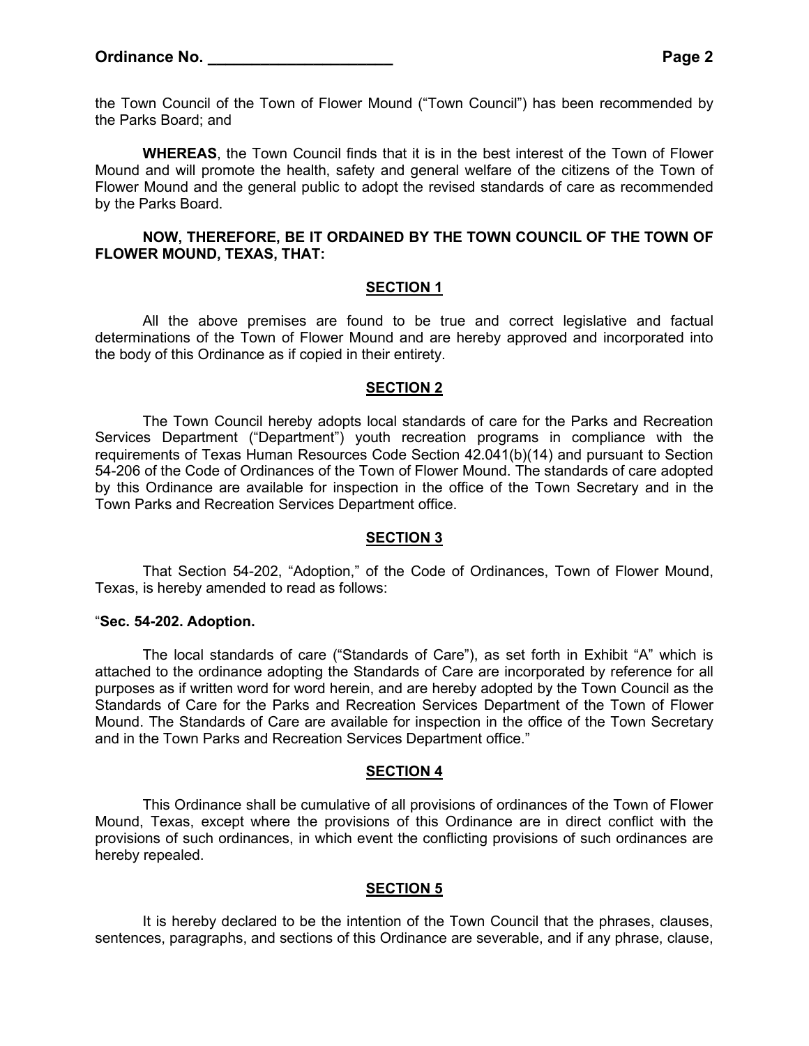the Town Council of the Town of Flower Mound ("Town Council") has been recommended by the Parks Board; and

**WHEREAS**, the Town Council finds that it is in the best interest of the Town of Flower Mound and will promote the health, safety and general welfare of the citizens of the Town of Flower Mound and the general public to adopt the revised standards of care as recommended by the Parks Board.

**NOW, THEREFORE, BE IT ORDAINED BY THE TOWN COUNCIL OF THE TOWN OF FLOWER MOUND, TEXAS, THAT:**

## SECTION 1

All the above premises are found to be true and correct legislative and factual determinations of the Town of Flower Mound and are hereby approved and incorporated into the body of this Ordinance as if copied in their entirety.

## SECTION 2

The Town Council hereby adopts local standards of care for the Parks and Recreation Services Department ("Department") youth recreation programs in compliance with the requirements of Texas Human Resources Code Section 42.041(b)(14) and pursuant to Section 54-206 of the Code of Ordinances of the Town of Flower Mound. The standards of care adopted by this Ordinance are available for inspection in the office of the Town Secretary and in the Town Parks and Recreation Services Department office.

## SECTION 3

That Section 54-202, "Adoption," of the Code of Ordinances, Town of Flower Mound, Texas, is hereby amended to read as follows:

"**Sec. 54-202. Adoption.**

The local standards of care ("Standards of Care"), as set forth in Exhibit "A" which is attached to the ordinance adopting the Standards of Care are incorporated by reference for all purposes as if written word for word herein, and are hereby adopted by the Town Council as the Standards of Care for the Parks and Recreation Services Department of the Town of Flower Mound. The Standards of Care are available for inspection in the office of the Town Secretary and in the Town Parks and Recreation Services Department office."

## SECTION 4

This Ordinance shall be cumulative of all provisions of ordinances of the Town of Flower Mound, Texas, except where the provisions of this Ordinance are in direct conflict with the provisions of such ordinances, in which event the conflicting provisions of such ordinances are hereby repealed.

## SECTION 5

It is hereby declared to be the intention of the Town Council that the phrases, clauses, sentences, paragraphs, and sections of this Ordinance are severable, and if any phrase, clause,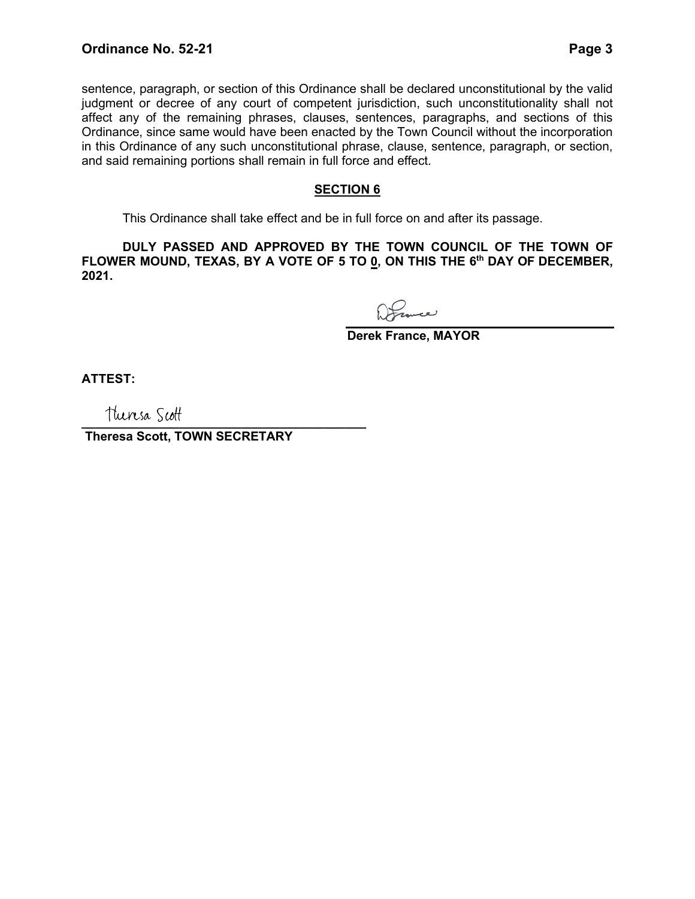sentence, paragraph, or section of this Ordinance shall be declared unconstitutional by the valid judgment or decree of any court of competent jurisdiction, such unconstitutionality shall not affect any of the remaining phrases, clauses, sentences, paragraphs, and sections of this Ordinance, since same would have been enacted by the Town Council without the incorporation in this Ordinance of any such unconstitutional phrase, clause, sentence, paragraph, or section, and said remaining portions shall remain in full force and effect.

## SECTION 6

This Ordinance shall take effect and be in full force on and after its passage.

**DULY PASSED AND APPROVED BY THE TOWN COUNCIL OF THE TOWN OF FLOWER MOUND, TEXAS, BY A VOTE OF 5 TO 0, ON THIS THE 6th DAY OF DECEMBER, 2021.**

D France

**Derek France, MAYOR**

**ATTEST:**

Theresa Scott

**Theresa Scott, TOWN SECRETARY**